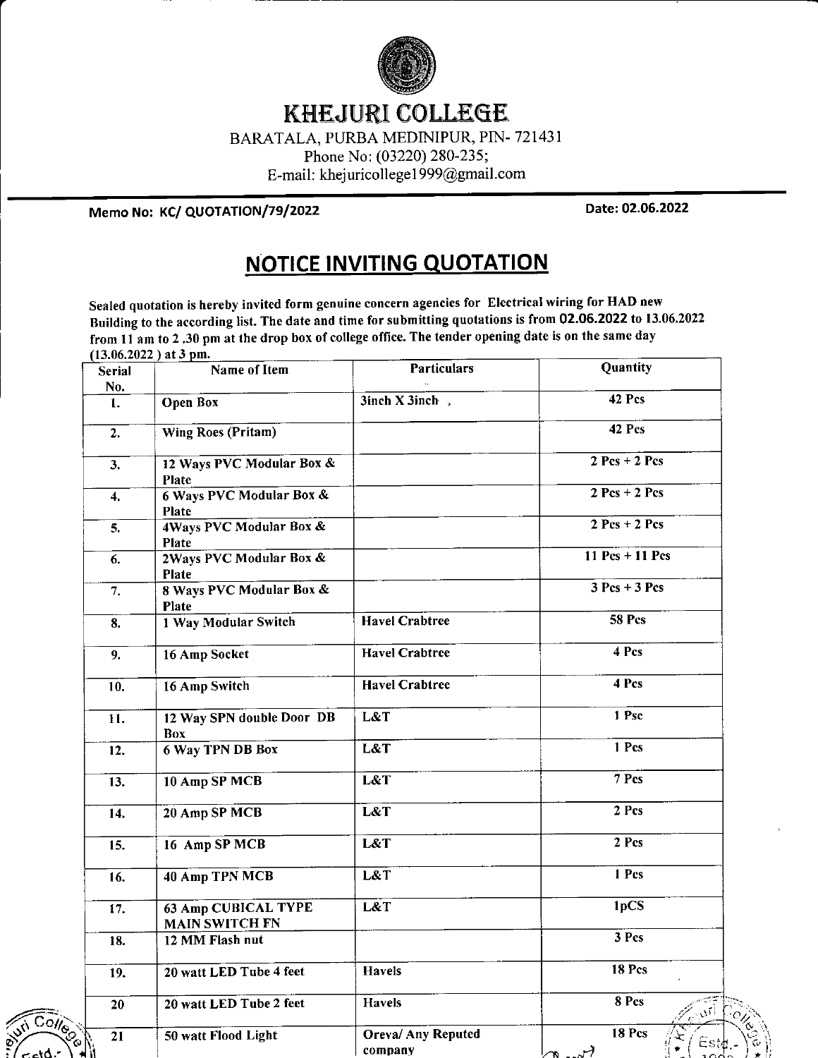# KHEJURI COLLEGE

BARATALA, PURBA MEDINIPUR, PIN- 721431
Phone No: (03220) 280-235;
E-mail: khejuricollege1999@gmail.com

**Memo No: KC/ QUOTATION/79/2022** **Date: 02.06.2022**

## NOTICE INVITING QUOTATION

Sealed quotation is hereby invited form genuine concern agencies for Electrical wiring for HAD new Building to the according list. The date and time for submitting quotations is from **02.06.2022** to 13.06.2022 from 11 am to 2 .30 pm at the drop box of college office. The tender opening date is on the same day (13.06.2022 ) at 3 pm.

| Serial No. | Name of Item | Particulars | Quantity |
|---|---|---|---|
| 1. | Open Box | 3inch X 3inch , | 42 Pcs |
| 2. | Wing Roes (Pritam) | | 42 Pcs |
| 3. | 12 Ways PVC Modular Box & Plate | | 2 Pcs + 2 Pcs |
| 4. | 6 Ways PVC Modular Box & Plate | | 2 Pcs + 2 Pcs |
| 5. | 4Ways PVC Modular Box & Plate | | 2 Pcs + 2 Pcs |
| 6. | 2Ways PVC Modular Box & Plate | | 11 Pcs + 11 Pcs |
| 7. | 8 Ways PVC Modular Box & Plate | | 3 Pcs + 3 Pcs |
| 8. | 1 Way Modular Switch | Havel Crabtree | 58 Pcs |
| 9. | 16 Amp Socket | Havel Crabtree | 4 Pcs |
| 10. | 16 Amp Switch | Havel Crabtree | 4 Pcs |
| 11. | 12 Way SPN double Door DB Box | L&T | 1 Psc |
| 12. | 6 Way TPN DB Box | L&T | 1 Pcs |
| 13. | 10 Amp SP MCB | L&T | 7 Pcs |
| 14. | 20 Amp SP MCB | L&T | 2 Pcs |
| 15. | 16 Amp SP MCB | L&T | 2 Pcs |
| 16. | 40 Amp TPN MCB | L&T | 1 Pcs |
| 17. | 63 Amp CUBICAL TYPE MAIN SWITCH FN | L&T | 1pCS |
| 18. | 12 MM Flash nut | | 3 Pcs |
| 19. | 20 watt LED Tube 4 feet | Havels | 18 Pcs |
| 20 | 20 watt LED Tube 2 feet | Havels | 8 Pcs |
| 21 | 50 watt Flood Light | Oreva/ Any Reputed company | 18 Pcs |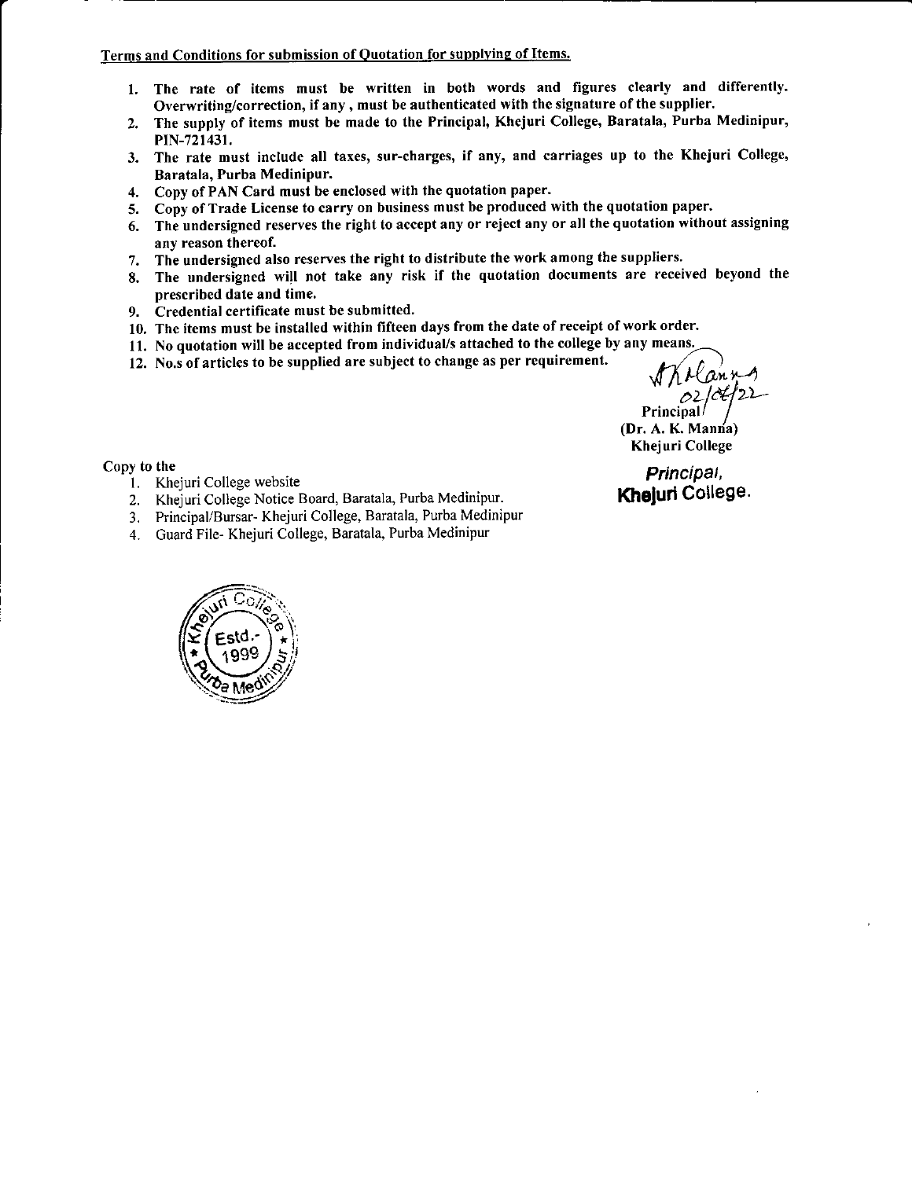Terms and Conditions for submission of Quotation for supplying of Items.

1. The rate of items must be written in both words and figures clearly and differently. Overwriting/correction, if any , must be authenticated with the signature of the supplier.
2. The supply of items must be made to the Principal, Khejuri College, Baratala, Purba Medinipur, PIN-721431.
3. The rate must include all taxes, sur-charges, if any, and carriages up to the Khejuri College, Baratala, Purba Medinipur.
4. Copy of PAN Card must be enclosed with the quotation paper.
5. Copy of Trade License to carry on business must be produced with the quotation paper.
6. The undersigned reserves the right to accept any or reject any or all the quotation without assigning any reason thereof.
7. The undersigned also reserves the right to distribute the work among the suppliers.
8. The undersigned will not take any risk if the quotation documents are received beyond the prescribed date and time.
9. Credential certificate must be submitted.
10. The items must be installed within fifteen days from the date of receipt of work order.
11. No quotation will be accepted from individual/s attached to the college by any means.
12. No.s of articles to be supplied are subject to change as per requirement.

02/08/22

Principal
(Dr. A. K. Manna)
Khejuri College

*Principal,*
**Khejuri College.**

Copy to the

1. Khejuri College website
2. Khejuri College Notice Board, Baratala, Purba Medinipur.
3. Principal/Bursar- Khejuri College, Baratala, Purba Medinipur
4. Guard File- Khejuri College, Baratala, Purba Medinipur

Khejuri College
Estd.- 1999
Purba Medinipur